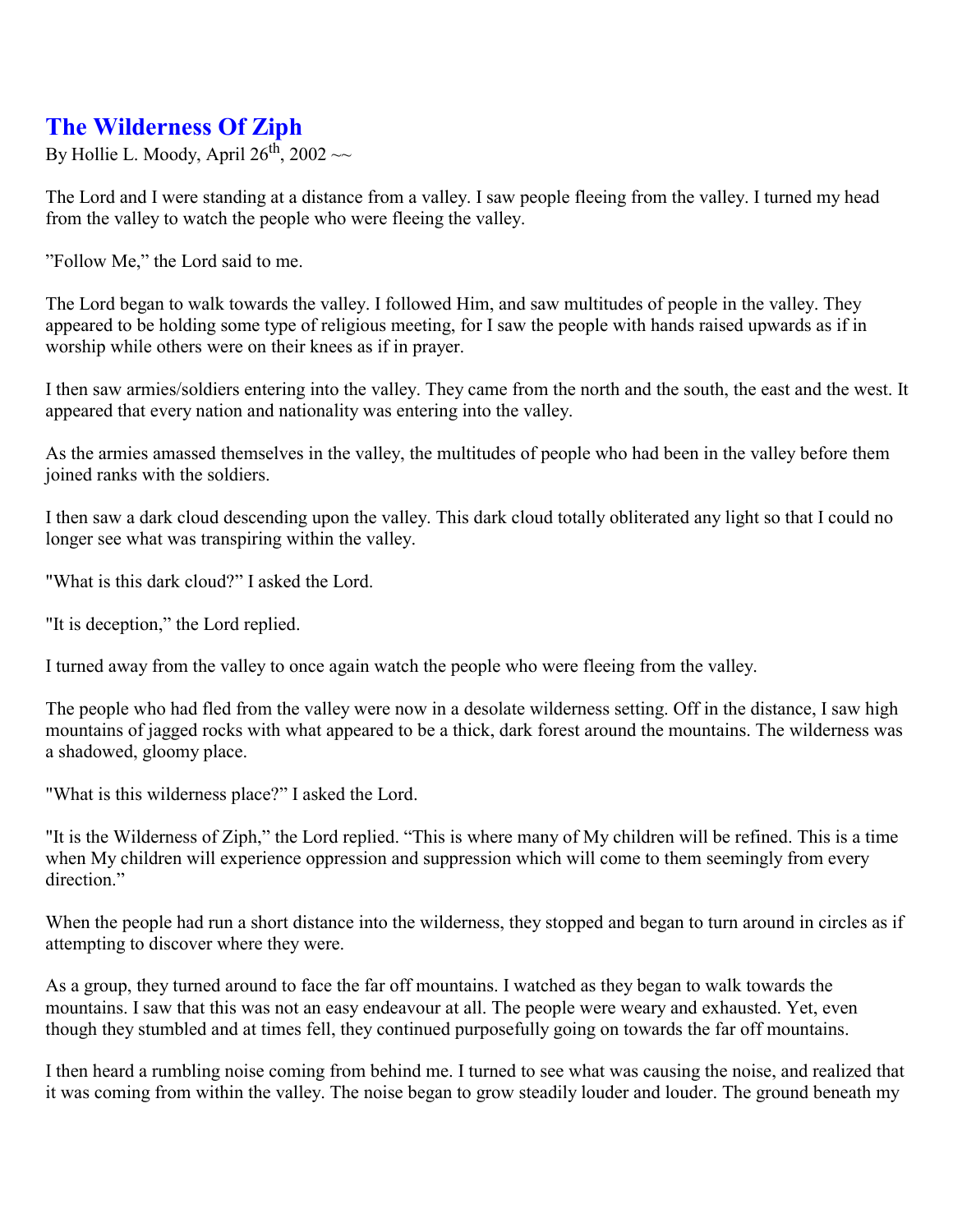# The Wilderness Of Ziph

By Hollie L. Moody, April 26th, 2002 ~~

The Lord and I were standing at a distance from a valley. I saw people fleeing from the valley. I turned my head from the valley to watch the people who were fleeing the valley.

"Follow Me," the Lord said to me.

The Lord began to walk towards the valley. I followed Him, and saw multitudes of people in the valley. They appeared to be holding some type of religious meeting, for I saw the people with hands raised upwards as if in worship while others were on their knees as if in prayer.

I then saw armies/soldiers entering into the valley. They came from the north and the south, the east and the west. It appeared that every nation and nationality was entering into the valley.

As the armies amassed themselves in the valley, the multitudes of people who had been in the valley before them joined ranks with the soldiers.

I then saw a dark cloud descending upon the valley. This dark cloud totally obliterated any light so that I could no longer see what was transpiring within the valley.

"What is this dark cloud?" I asked the Lord.

"It is deception," the Lord replied.

I turned away from the valley to once again watch the people who were fleeing from the valley.

The people who had fled from the valley were now in a desolate wilderness setting. Off in the distance, I saw high mountains of jagged rocks with what appeared to be a thick, dark forest around the mountains. The wilderness was a shadowed, gloomy place.

"What is this wilderness place?" I asked the Lord.

"It is the Wilderness of Ziph," the Lord replied. "This is where many of My children will be refined. This is a time when My children will experience oppression and suppression which will come to them seemingly from every direction."

When the people had run a short distance into the wilderness, they stopped and began to turn around in circles as if attempting to discover where they were.

As a group, they turned around to face the far off mountains. I watched as they began to walk towards the mountains. I saw that this was not an easy endeavour at all. The people were weary and exhausted. Yet, even though they stumbled and at times fell, they continued purposefully going on towards the far off mountains.

I then heard a rumbling noise coming from behind me. I turned to see what was causing the noise, and realized that it was coming from within the valley. The noise began to grow steadily louder and louder. The ground beneath my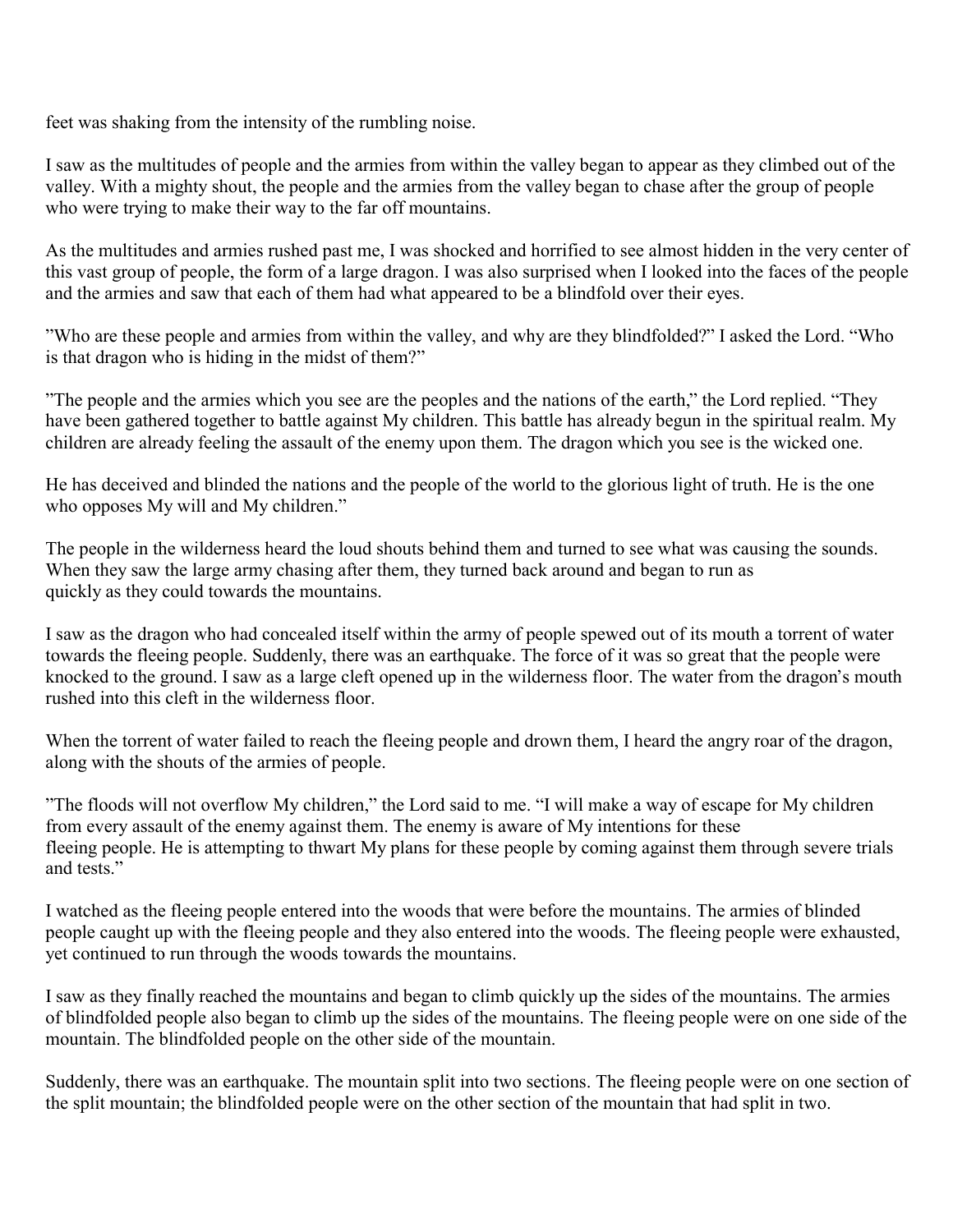feet was shaking from the intensity of the rumbling noise.

I saw as the multitudes of people and the armies from within the valley began to appear as they climbed out of the valley. With a mighty shout, the people and the armies from the valley began to chase after the group of people who were trying to make their way to the far off mountains.

As the multitudes and armies rushed past me, I was shocked and horrified to see almost hidden in the very center of this vast group of people, the form of a large dragon. I was also surprised when I looked into the faces of the people and the armies and saw that each of them had what appeared to be a blindfold over their eyes.

"Who are these people and armies from within the valley, and why are they blindfolded?" I asked the Lord. "Who is that dragon who is hiding in the midst of them?"

"The people and the armies which you see are the peoples and the nations of the earth," the Lord replied. "They have been gathered together to battle against My children. This battle has already begun in the spiritual realm. My children are already feeling the assault of the enemy upon them. The dragon which you see is the wicked one.

He has deceived and blinded the nations and the people of the world to the glorious light of truth. He is the one who opposes My will and My children."

The people in the wilderness heard the loud shouts behind them and turned to see what was causing the sounds. When they saw the large army chasing after them, they turned back around and began to run as quickly as they could towards the mountains.

I saw as the dragon who had concealed itself within the army of people spewed out of its mouth a torrent of water towards the fleeing people. Suddenly, there was an earthquake. The force of it was so great that the people were knocked to the ground. I saw as a large cleft opened up in the wilderness floor. The water from the dragon's mouth rushed into this cleft in the wilderness floor.

When the torrent of water failed to reach the fleeing people and drown them, I heard the angry roar of the dragon, along with the shouts of the armies of people.

"The floods will not overflow My children," the Lord said to me. "I will make a way of escape for My children from every assault of the enemy against them. The enemy is aware of My intentions for these fleeing people. He is attempting to thwart My plans for these people by coming against them through severe trials and tests."

I watched as the fleeing people entered into the woods that were before the mountains. The armies of blinded people caught up with the fleeing people and they also entered into the woods. The fleeing people were exhausted, yet continued to run through the woods towards the mountains.

I saw as they finally reached the mountains and began to climb quickly up the sides of the mountains. The armies of blindfolded people also began to climb up the sides of the mountains. The fleeing people were on one side of the mountain. The blindfolded people on the other side of the mountain.

Suddenly, there was an earthquake. The mountain split into two sections. The fleeing people were on one section of the split mountain; the blindfolded people were on the other section of the mountain that had split in two.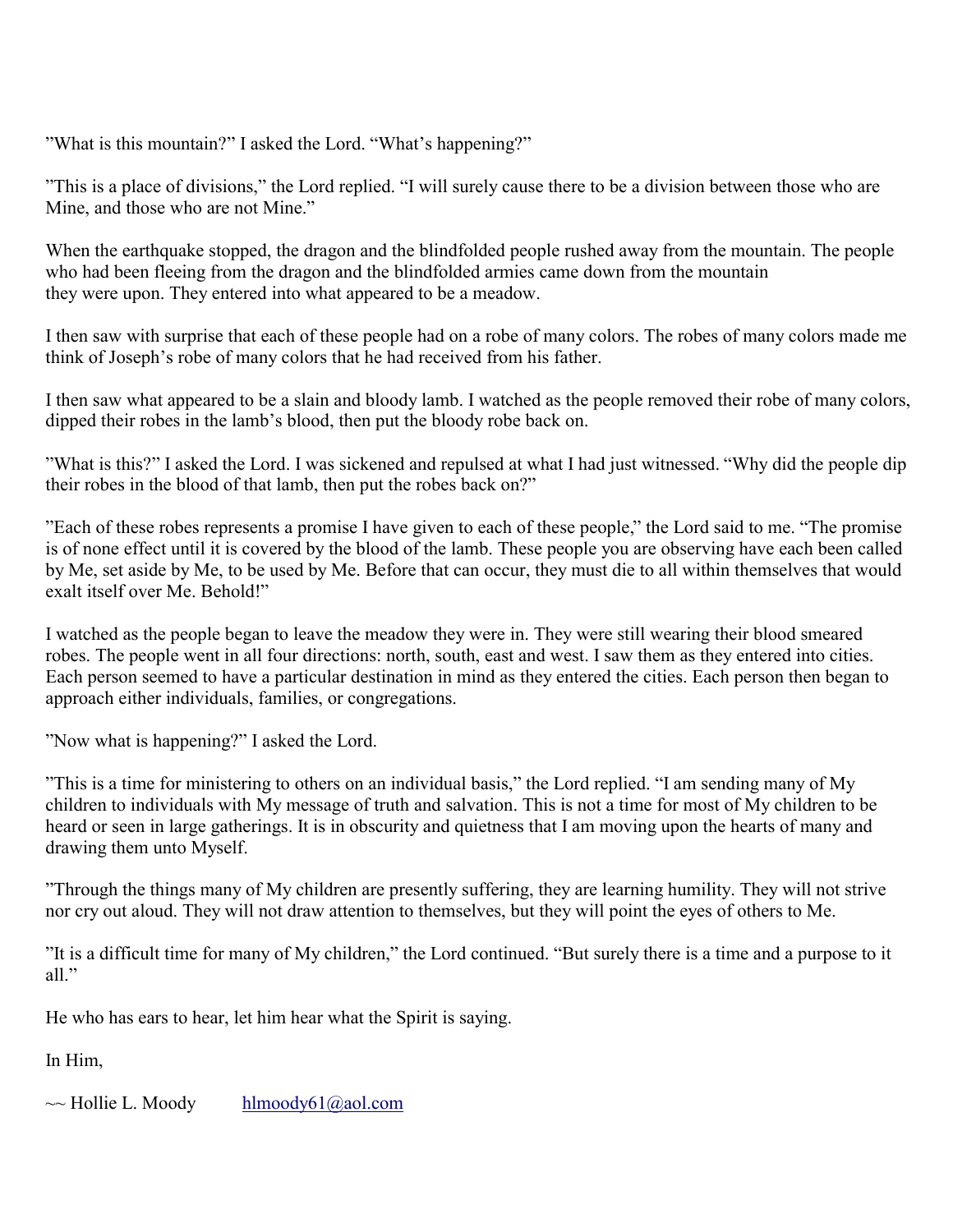"What is this mountain?" I asked the Lord. "What's happening?"

"This is a place of divisions," the Lord replied. "I will surely cause there to be a division between those who are Mine, and those who are not Mine."

When the earthquake stopped, the dragon and the blindfolded people rushed away from the mountain. The people who had been fleeing from the dragon and the blindfolded armies came down from the mountain they were upon. They entered into what appeared to be a meadow.

I then saw with surprise that each of these people had on a robe of many colors. The robes of many colors made me think of Joseph's robe of many colors that he had received from his father.

I then saw what appeared to be a slain and bloody lamb. I watched as the people removed their robe of many colors, dipped their robes in the lamb's blood, then put the bloody robe back on.

"What is this?" I asked the Lord. I was sickened and repulsed at what I had just witnessed. "Why did the people dip their robes in the blood of that lamb, then put the robes back on?"

"Each of these robes represents a promise I have given to each of these people," the Lord said to me. "The promise is of none effect until it is covered by the blood of the lamb. These people you are observing have each been called by Me, set aside by Me, to be used by Me. Before that can occur, they must die to all within themselves that would exalt itself over Me. Behold!"

I watched as the people began to leave the meadow they were in. They were still wearing their blood smeared robes. The people went in all four directions: north, south, east and west. I saw them as they entered into cities. Each person seemed to have a particular destination in mind as they entered the cities. Each person then began to approach either individuals, families, or congregations.

"Now what is happening?" I asked the Lord.

"This is a time for ministering to others on an individual basis," the Lord replied. "I am sending many of My children to individuals with My message of truth and salvation. This is not a time for most of My children to be heard or seen in large gatherings. It is in obscurity and quietness that I am moving upon the hearts of many and drawing them unto Myself.

"Through the things many of My children are presently suffering, they are learning humility. They will not strive nor cry out aloud. They will not draw attention to themselves, but they will point the eyes of others to Me.

"It is a difficult time for many of My children," the Lord continued. "But surely there is a time and a purpose to it all."

He who has ears to hear, let him hear what the Spirit is saying.

In Him,

~~ Hollie L. Moody hlmoody61@aol.com